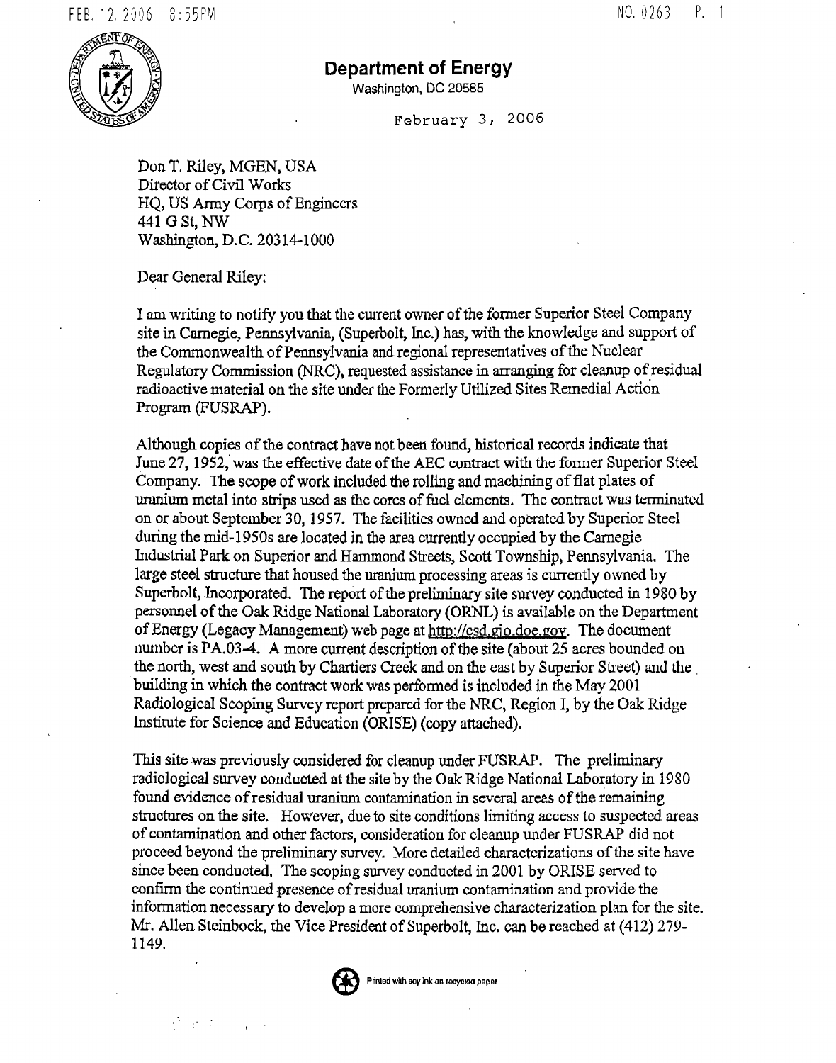# Department of Energy

Washington, DC 20585

February 3, 2006

Don T. Riley, MGEN, USA
Director of Civil Works
HQ, US Army Corps of Engineers
441 G St, NW
Washington, D.C. 20314-1000

Dear General Riley:

I am writing to notify you that the current owner of the former Superior Steel Company site in Carnegie, Pennsylvania, (Superbolt, Inc.) has, with the knowledge and support of the Commonwealth of Pennsylvania and regional representatives of the Nuclear Regulatory Commission (NRC), requested assistance in arranging for cleanup of residual radioactive material on the site under the Formerly Utilized Sites Remedial Action Program (FUSRAP).

Although copies of the contract have not been found, historical records indicate that June 27, 1952, was the effective date of the AEC contract with the former Superior Steel Company. The scope of work included the rolling and machining of flat plates of uranium metal into strips used as the cores of fuel elements. The contract was terminated on or about September 30, 1957. The facilities owned and operated by Superior Steel during the mid-1950s are located in the area currently occupied by the Carnegie Industrial Park on Superior and Hammond Streets, Scott Township, Pennsylvania. The large steel structure that housed the uranium processing areas is currently owned by Superbolt, Incorporated. The report of the preliminary site survey conducted in 1980 by personnel of the Oak Ridge National Laboratory (ORNL) is available on the Department of Energy (Legacy Management) web page at http://csd.gjo.doe.gov. The document number is PA.03-4. A more current description of the site (about 25 acres bounded on the north, west and south by Chartiers Creek and on the east by Superior Street) and the building in which the contract work was performed is included in the May 2001 Radiological Scoping Survey report prepared for the NRC, Region I, by the Oak Ridge Institute for Science and Education (ORISE) (copy attached).

This site was previously considered for cleanup under FUSRAP. The preliminary radiological survey conducted at the site by the Oak Ridge National Laboratory in 1980 found evidence of residual uranium contamination in several areas of the remaining structures on the site. However, due to site conditions limiting access to suspected areas of contamination and other factors, consideration for cleanup under FUSRAP did not proceed beyond the preliminary survey. More detailed characterizations of the site have since been conducted. The scoping survey conducted in 2001 by ORISE served to confirm the continued presence of residual uranium contamination and provide the information necessary to develop a more comprehensive characterization plan for the site. Mr. Allen Steinbock, the Vice President of Superbolt, Inc. can be reached at (412) 279-1149.

Printed with soy ink on recycled paper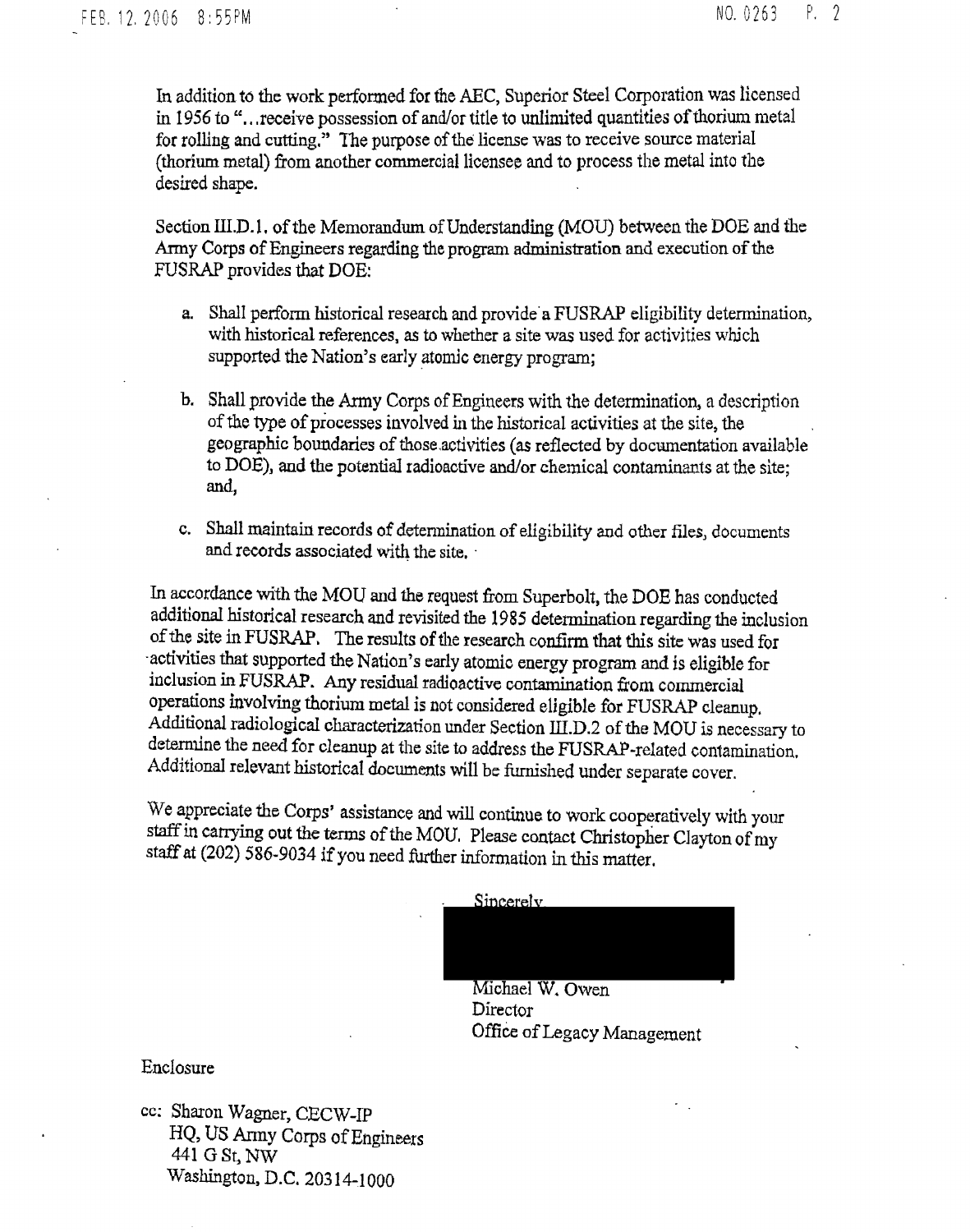In addition to the work performed for the AEC, Superior Steel Corporation was licensed in 1956 to "...receive possession of and/or title to unlimited quantities of thorium metal for rolling and cutting." The purpose of the license was to receive source material (thorium metal) from another commercial licensee and to process the metal into the desired shape.

Section III.D.1. of the Memorandum of Understanding (MOU) between the DOE and the Army Corps of Engineers regarding the program administration and execution of the FUSRAP provides that DOE:

a. Shall perform historical research and provide a FUSRAP eligibility determination, with historical references, as to whether a site was used for activities which supported the Nation's early atomic energy program;

b. Shall provide the Army Corps of Engineers with the determination, a description of the type of processes involved in the historical activities at the site, the geographic boundaries of those activities (as reflected by documentation available to DOE), and the potential radioactive and/or chemical contaminants at the site; and,

c. Shall maintain records of determination of eligibility and other files, documents and records associated with the site.

In accordance with the MOU and the request from Superbolt, the DOE has conducted additional historical research and revisited the 1985 determination regarding the inclusion of the site in FUSRAP. The results of the research confirm that this site was used for activities that supported the Nation's early atomic energy program and is eligible for inclusion in FUSRAP. Any residual radioactive contamination from commercial operations involving thorium metal is not considered eligible for FUSRAP cleanup. Additional radiological characterization under Section III.D.2 of the MOU is necessary to determine the need for cleanup at the site to address the FUSRAP-related contamination. Additional relevant historical documents will be furnished under separate cover.

We appreciate the Corps' assistance and will continue to work cooperatively with your staff in carrying out the terms of the MOU. Please contact Christopher Clayton of my staff at (202) 586-9034 if you need further information in this matter.

Sincerely,

Michael W. Owen
Director
Office of Legacy Management

Enclosure

cc: Sharon Wagner, CECW-IP
HQ, US Army Corps of Engineers
441 G St, NW
Washington, D.C. 20314-1000